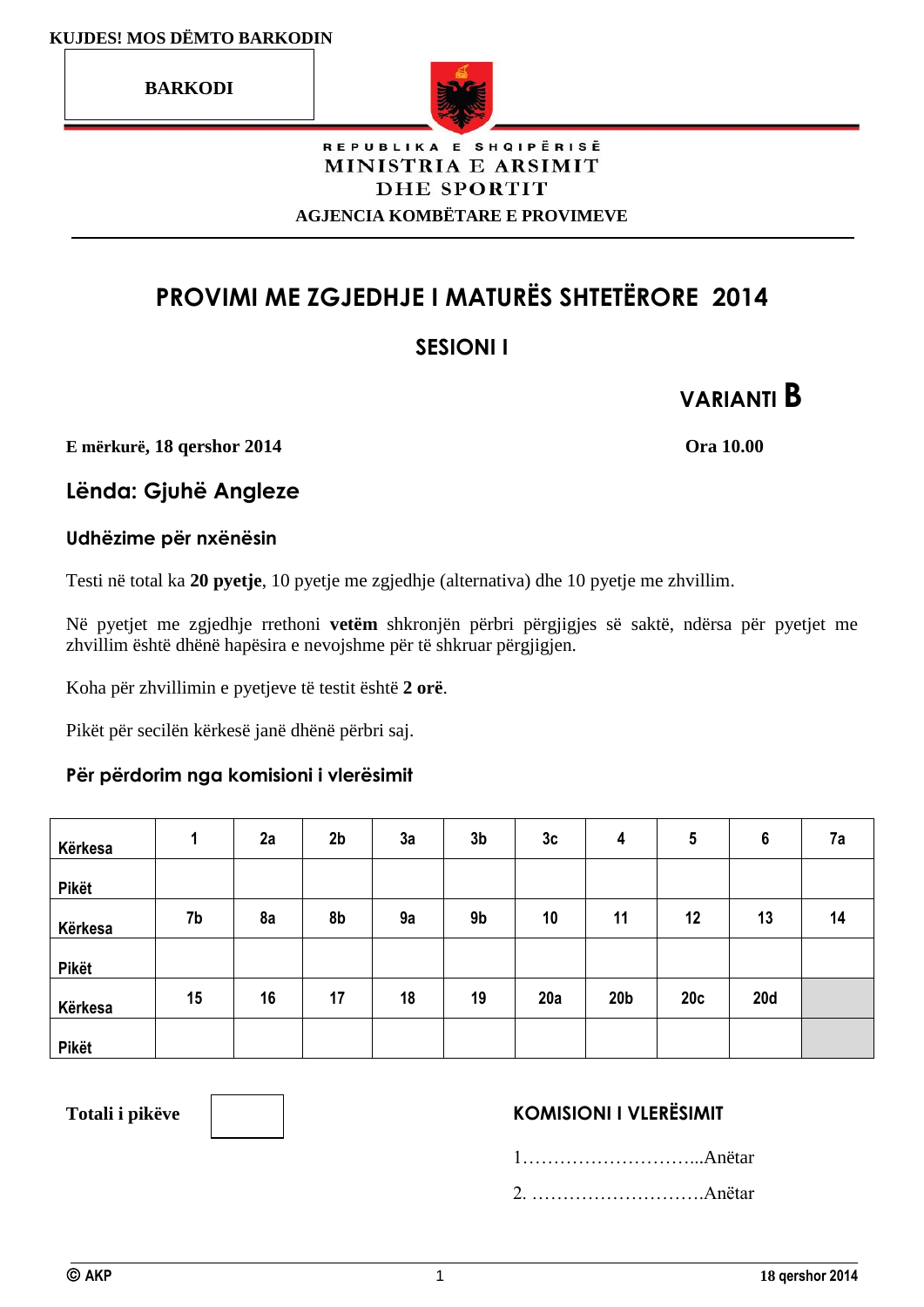KUJDES! MOS DËMTO BARKODIN

BARKODI

REPUBLIKA E SHQIPËRISË
MINISTRIA E ARSIMIT
DHE SPORTIT
AGJENCIA KOMBËTARE E PROVIMEVE

# PROVIMI ME ZGJEDHJE I MATURËS SHTETËRORE 2014

## SESIONI I

**VARIANTI B**

**E mërkurë, 18 qershor 2014** **Ora 10.00**

## Lënda: Gjuhë Angleze

### Udhëzime për nxënësin

Testi në total ka **20 pyetje**, 10 pyetje me zgjedhje (alternativa) dhe 10 pyetje me zhvillim.

Në pyetjet me zgjedhje rrethoni **vetëm** shkronjën përbri përgjigjes së saktë, ndërsa për pyetjet me zhvillim është dhënë hapësira e nevojshme për të shkruar përgjigjen.

Koha për zhvillimin e pyetjeve të testit është **2 orë**.

Pikët për secilën kërkesë janë dhënë përbri saj.

### Për përdorim nga komisioni i vlerësimit

| Kërkesa | 1 | 2a | 2b | 3a | 3b | 3c | 4 | 5 | 6 | 7a |
|---|---|---|---|---|---|---|---|---|---|---|
| Pikët | | | | | | | | | | |
| Kërkesa | 7b | 8a | 8b | 9a | 9b | 10 | 11 | 12 | 13 | 14 |
| Pikët | | | | | | | | | | |
| Kërkesa | 15 | 16 | 17 | 18 | 19 | 20a | 20b | 20c | 20d | |
| Pikët | | | | | | | | | | |

**Totali i pikëve**

**KOMISIONI I VLERËSIMIT**

1.............................Anëtar

2. ............................Anëtar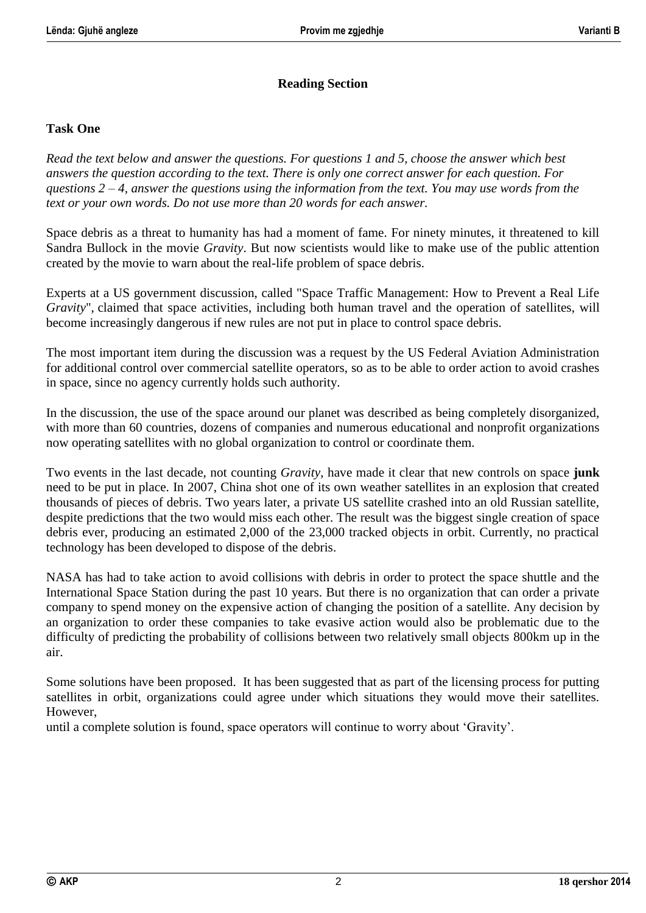## Reading Section

### Task One

*Read the text below and answer the questions. For questions 1 and 5, choose the answer which best answers the question according to the text. There is only one correct answer for each question. For questions 2 – 4, answer the questions using the information from the text. You may use words from the text or your own words. Do not use more than 20 words for each answer.*

Space debris as a threat to humanity has had a moment of fame. For ninety minutes, it threatened to kill Sandra Bullock in the movie *Gravity*. But now scientists would like to make use of the public attention created by the movie to warn about the real-life problem of space debris.

Experts at a US government discussion, called "Space Traffic Management: How to Prevent a Real Life *Gravity*", claimed that space activities, including both human travel and the operation of satellites, will become increasingly dangerous if new rules are not put in place to control space debris.

The most important item during the discussion was a request by the US Federal Aviation Administration for additional control over commercial satellite operators, so as to be able to order action to avoid crashes in space, since no agency currently holds such authority.

In the discussion, the use of the space around our planet was described as being completely disorganized, with more than 60 countries, dozens of companies and numerous educational and nonprofit organizations now operating satellites with no global organization to control or coordinate them.

Two events in the last decade, not counting *Gravity*, have made it clear that new controls on space **junk** need to be put in place. In 2007, China shot one of its own weather satellites in an explosion that created thousands of pieces of debris. Two years later, a private US satellite crashed into an old Russian satellite, despite predictions that the two would miss each other. The result was the biggest single creation of space debris ever, producing an estimated 2,000 of the 23,000 tracked objects in orbit. Currently, no practical technology has been developed to dispose of the debris.

NASA has had to take action to avoid collisions with debris in order to protect the space shuttle and the International Space Station during the past 10 years. But there is no organization that can order a private company to spend money on the expensive action of changing the position of a satellite. Any decision by an organization to order these companies to take evasive action would also be problematic due to the difficulty of predicting the probability of collisions between two relatively small objects 800km up in the air.

Some solutions have been proposed. It has been suggested that as part of the licensing process for putting satellites in orbit, organizations could agree under which situations they would move their satellites. However,
until a complete solution is found, space operators will continue to worry about 'Gravity'.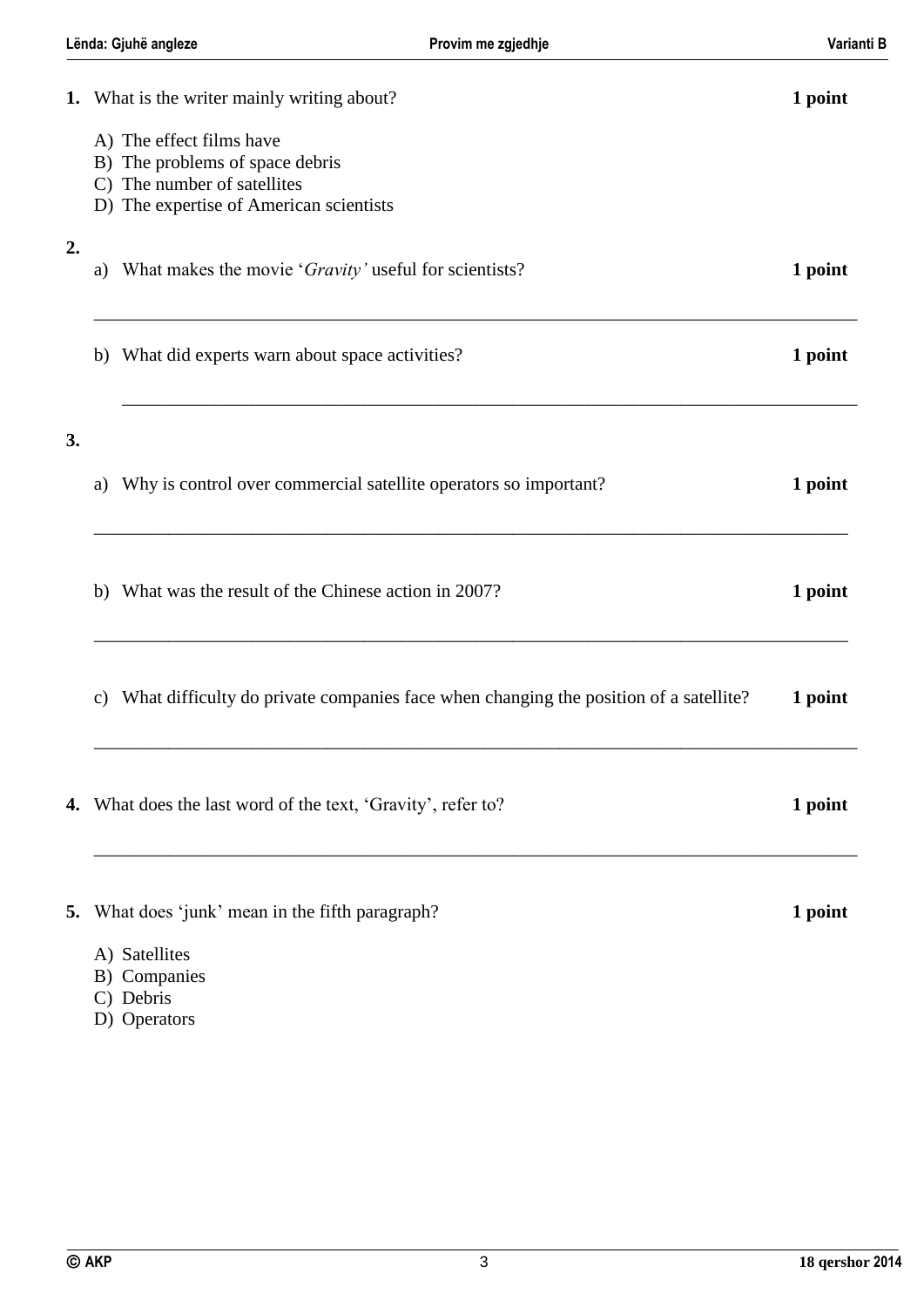**1.** What is the writer mainly writing about? **1 point**

A) The effect films have
B) The problems of space debris
C) The number of satellites
D) The expertise of American scientists

**2.**

a) What makes the movie '*Gravity'* useful for scientists? **1 point**

_______________________________________________________________________________

b) What did experts warn about space activities? **1 point**

_______________________________________________________________________________

**3.**

a) Why is control over commercial satellite operators so important? **1 point**

_______________________________________________________________________________

b) What was the result of the Chinese action in 2007? **1 point**

_______________________________________________________________________________

c) What difficulty do private companies face when changing the position of a satellite? **1 point**

_______________________________________________________________________________

**4.** What does the last word of the text, 'Gravity', refer to? **1 point**

_______________________________________________________________________________

**5.** What does 'junk' mean in the fifth paragraph? **1 point**

A) Satellites
B) Companies
C) Debris
D) Operators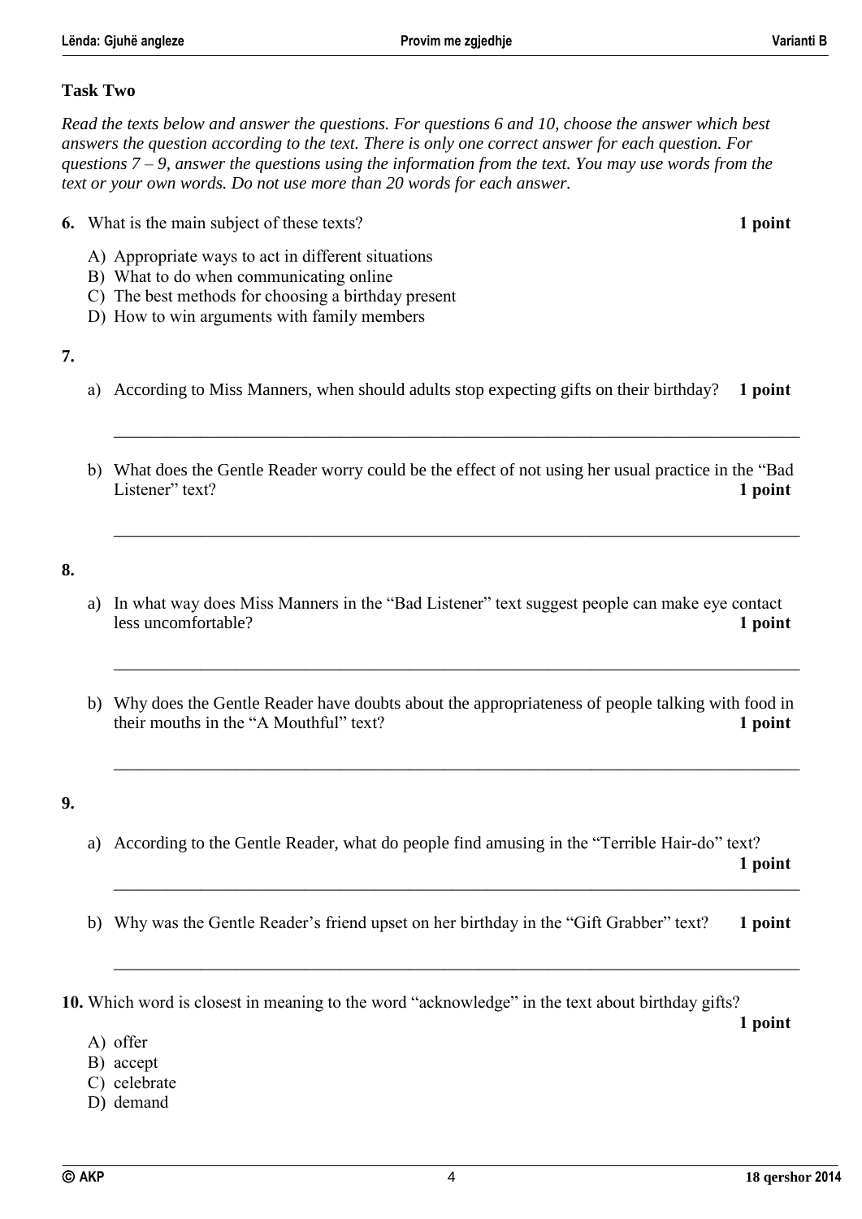## Task Two

*Read the texts below and answer the questions. For questions 6 and 10, choose the answer which best answers the question according to the text. There is only one correct answer for each question. For questions 7 – 9, answer the questions using the information from the text. You may use words from the text or your own words. Do not use more than 20 words for each answer.*

**6.** What is the main subject of these texts? **1 point**

A) Appropriate ways to act in different situations
B) What to do when communicating online
C) The best methods for choosing a birthday present
D) How to win arguments with family members

**7.**

a) According to Miss Manners, when should adults stop expecting gifts on their birthday? **1 point**

\_\_\_\_\_\_\_\_\_\_\_\_\_\_\_\_\_\_\_\_\_\_\_\_\_\_\_\_\_\_\_\_\_\_\_\_\_\_\_\_\_\_\_\_\_\_\_\_\_\_\_\_\_\_\_\_\_\_\_\_\_\_\_\_\_\_\_\_\_\_

b) What does the Gentle Reader worry could be the effect of not using her usual practice in the "Bad Listener" text? **1 point**

\_\_\_\_\_\_\_\_\_\_\_\_\_\_\_\_\_\_\_\_\_\_\_\_\_\_\_\_\_\_\_\_\_\_\_\_\_\_\_\_\_\_\_\_\_\_\_\_\_\_\_\_\_\_\_\_\_\_\_\_\_\_\_\_\_\_\_\_\_\_

**8.**

a) In what way does Miss Manners in the "Bad Listener" text suggest people can make eye contact less uncomfortable? **1 point**

\_\_\_\_\_\_\_\_\_\_\_\_\_\_\_\_\_\_\_\_\_\_\_\_\_\_\_\_\_\_\_\_\_\_\_\_\_\_\_\_\_\_\_\_\_\_\_\_\_\_\_\_\_\_\_\_\_\_\_\_\_\_\_\_\_\_\_\_\_\_

b) Why does the Gentle Reader have doubts about the appropriateness of people talking with food in their mouths in the "A Mouthful" text? **1 point**

\_\_\_\_\_\_\_\_\_\_\_\_\_\_\_\_\_\_\_\_\_\_\_\_\_\_\_\_\_\_\_\_\_\_\_\_\_\_\_\_\_\_\_\_\_\_\_\_\_\_\_\_\_\_\_\_\_\_\_\_\_\_\_\_\_\_\_\_\_\_

**9.**

a) According to the Gentle Reader, what do people find amusing in the "Terrible Hair-do" text? **1 point**

\_\_\_\_\_\_\_\_\_\_\_\_\_\_\_\_\_\_\_\_\_\_\_\_\_\_\_\_\_\_\_\_\_\_\_\_\_\_\_\_\_\_\_\_\_\_\_\_\_\_\_\_\_\_\_\_\_\_\_\_\_\_\_\_\_\_\_\_\_\_

b) Why was the Gentle Reader's friend upset on her birthday in the "Gift Grabber" text? **1 point**

\_\_\_\_\_\_\_\_\_\_\_\_\_\_\_\_\_\_\_\_\_\_\_\_\_\_\_\_\_\_\_\_\_\_\_\_\_\_\_\_\_\_\_\_\_\_\_\_\_\_\_\_\_\_\_\_\_\_\_\_\_\_\_\_\_\_\_\_\_\_

**10.** Which word is closest in meaning to the word "acknowledge" in the text about birthday gifts? **1 point**

A) offer
B) accept
C) celebrate
D) demand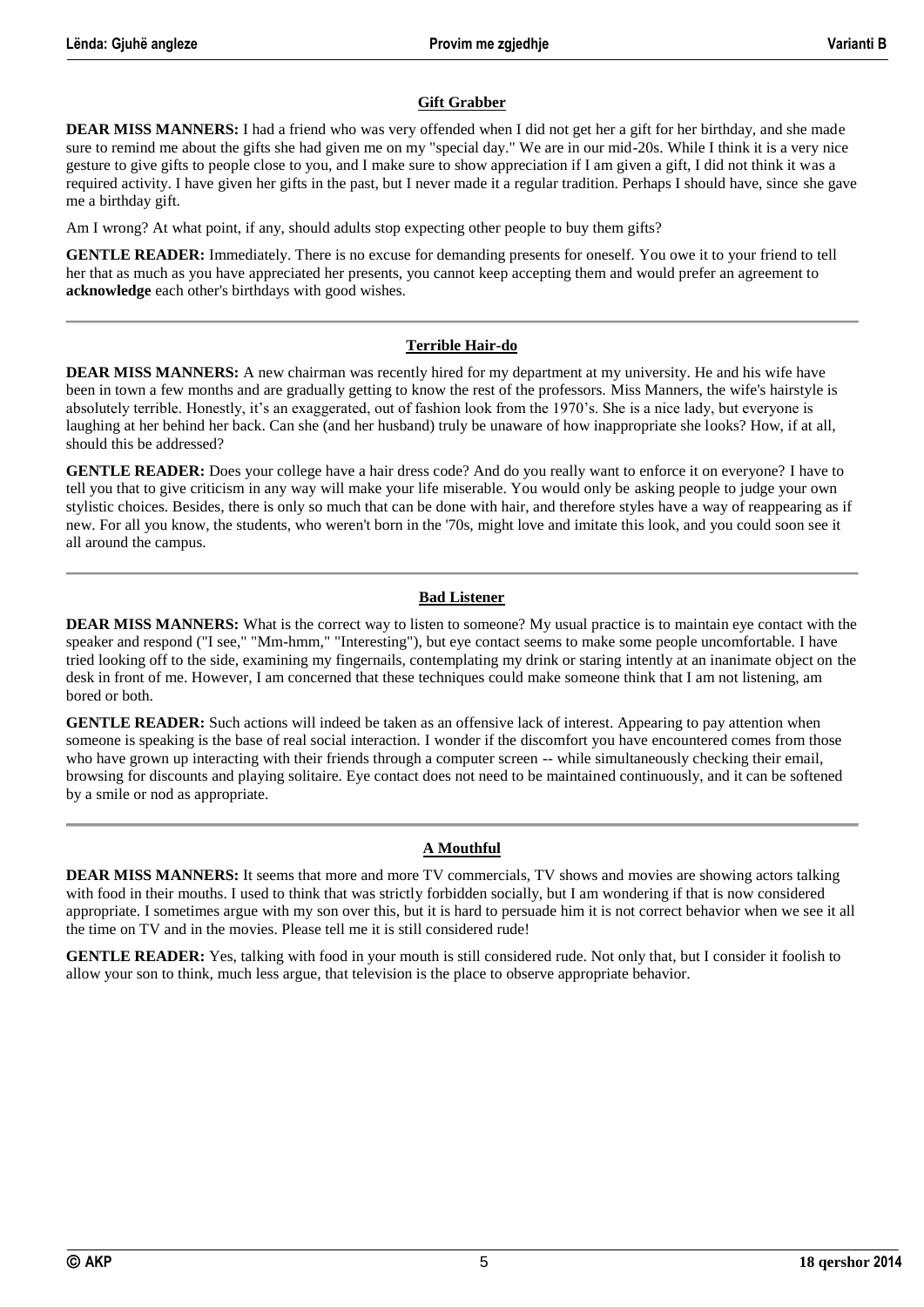## Gift Grabber

**DEAR MISS MANNERS:** I had a friend who was very offended when I did not get her a gift for her birthday, and she made sure to remind me about the gifts she had given me on my "special day." We are in our mid-20s. While I think it is a very nice gesture to give gifts to people close to you, and I make sure to show appreciation if I am given a gift, I did not think it was a required activity. I have given her gifts in the past, but I never made it a regular tradition. Perhaps I should have, since she gave me a birthday gift.

Am I wrong? At what point, if any, should adults stop expecting other people to buy them gifts?

**GENTLE READER:** Immediately. There is no excuse for demanding presents for oneself. You owe it to your friend to tell her that as much as you have appreciated her presents, you cannot keep accepting them and would prefer an agreement to **acknowledge** each other's birthdays with good wishes.

---

## Terrible Hair-do

**DEAR MISS MANNERS:** A new chairman was recently hired for my department at my university. He and his wife have been in town a few months and are gradually getting to know the rest of the professors. Miss Manners, the wife's hairstyle is absolutely terrible. Honestly, it's an exaggerated, out of fashion look from the 1970's. She is a nice lady, but everyone is laughing at her behind her back. Can she (and her husband) truly be unaware of how inappropriate she looks? How, if at all, should this be addressed?

**GENTLE READER:** Does your college have a hair dress code? And do you really want to enforce it on everyone? I have to tell you that to give criticism in any way will make your life miserable. You would only be asking people to judge your own stylistic choices. Besides, there is only so much that can be done with hair, and therefore styles have a way of reappearing as if new. For all you know, the students, who weren't born in the '70s, might love and imitate this look, and you could soon see it all around the campus.

---

## Bad Listener

**DEAR MISS MANNERS:** What is the correct way to listen to someone? My usual practice is to maintain eye contact with the speaker and respond ("I see," "Mm-hmm," "Interesting"), but eye contact seems to make some people uncomfortable. I have tried looking off to the side, examining my fingernails, contemplating my drink or staring intently at an inanimate object on the desk in front of me. However, I am concerned that these techniques could make someone think that I am not listening, am bored or both.

**GENTLE READER:** Such actions will indeed be taken as an offensive lack of interest. Appearing to pay attention when someone is speaking is the base of real social interaction. I wonder if the discomfort you have encountered comes from those who have grown up interacting with their friends through a computer screen -- while simultaneously checking their email, browsing for discounts and playing solitaire. Eye contact does not need to be maintained continuously, and it can be softened by a smile or nod as appropriate.

---

## A Mouthful

**DEAR MISS MANNERS:** It seems that more and more TV commercials, TV shows and movies are showing actors talking with food in their mouths. I used to think that was strictly forbidden socially, but I am wondering if that is now considered appropriate. I sometimes argue with my son over this, but it is hard to persuade him it is not correct behavior when we see it all the time on TV and in the movies. Please tell me it is still considered rude!

**GENTLE READER:** Yes, talking with food in your mouth is still considered rude. Not only that, but I consider it foolish to allow your son to think, much less argue, that television is the place to observe appropriate behavior.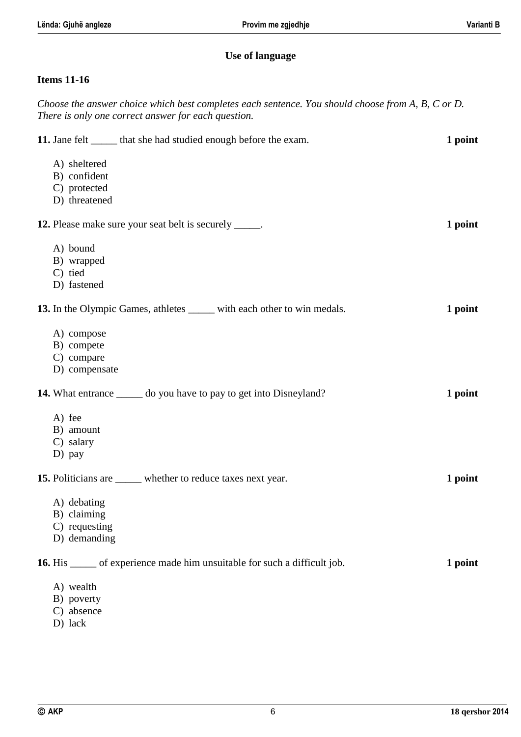## Use of language

### Items 11-16

*Choose the answer choice which best completes each sentence. You should choose from A, B, C or D. There is only one correct answer for each question.*

**11.** Jane felt _____ that she had studied enough before the exam. **1 point**

A) sheltered
B) confident
C) protected
D) threatened

**12.** Please make sure your seat belt is securely _____. **1 point**

A) bound
B) wrapped
C) tied
D) fastened

**13.** In the Olympic Games, athletes _____ with each other to win medals. **1 point**

A) compose
B) compete
C) compare
D) compensate

**14.** What entrance _____ do you have to pay to get into Disneyland? **1 point**

A) fee
B) amount
C) salary
D) pay

**15.** Politicians are _____ whether to reduce taxes next year. **1 point**

A) debating
B) claiming
C) requesting
D) demanding

**16.** His _____ of experience made him unsuitable for such a difficult job. **1 point**

A) wealth
B) poverty
C) absence
D) lack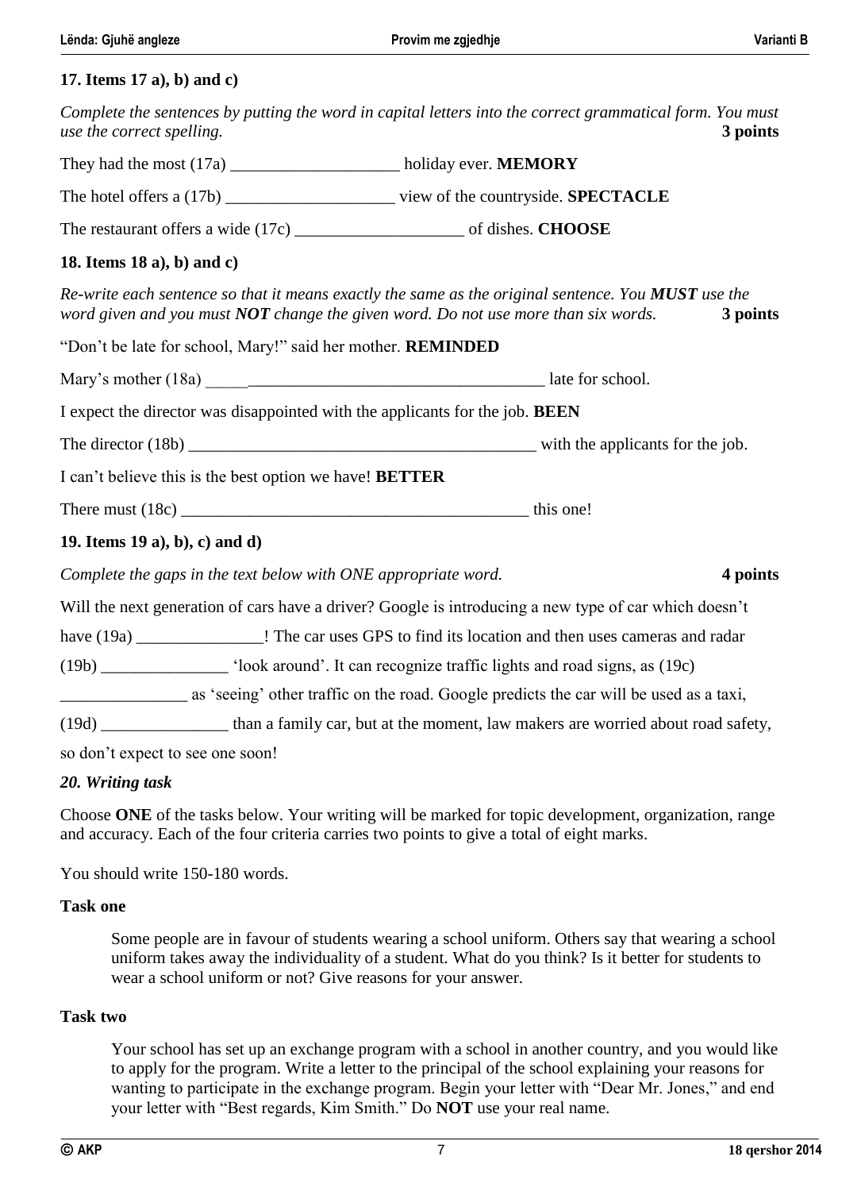**17. Items 17 a), b) and c)**

*Complete the sentences by putting the word in capital letters into the correct grammatical form. You must use the correct spelling.* **3 points**

They had the most (17a) ____________________ holiday ever. **MEMORY**

The hotel offers a (17b) ____________________ view of the countryside. **SPECTACLE**

The restaurant offers a wide (17c) ____________________ of dishes. **CHOOSE**

**18. Items 18 a), b) and c)**

*Re-write each sentence so that it means exactly the same as the original sentence. You **MUST** use the word given and you must **NOT** change the given word. Do not use more than six words.* **3 points**

"Don't be late for school, Mary!" said her mother. **REMINDED**

Mary's mother (18a) ________________________________________ late for school.

I expect the director was disappointed with the applicants for the job. **BEEN**

The director (18b) ___________________________________________ with the applicants for the job.

I can't believe this is the best option we have! **BETTER**

There must (18c) ___________________________________________ this one!

**19. Items 19 a), b), c) and d)**

*Complete the gaps in the text below with ONE appropriate word.* **4 points**

Will the next generation of cars have a driver? Google is introducing a new type of car which doesn't have (19a) _______________! The car uses GPS to find its location and then uses cameras and radar (19b) _______________ 'look around'. It can recognize traffic lights and road signs, as (19c) _______________ as 'seeing' other traffic on the road. Google predicts the car will be used as a taxi, (19d) _______________ than a family car, but at the moment, law makers are worried about road safety, so don't expect to see one soon!

***20. Writing task***

Choose **ONE** of the tasks below. Your writing will be marked for topic development, organization, range and accuracy. Each of the four criteria carries two points to give a total of eight marks.

You should write 150-180 words.

**Task one**

Some people are in favour of students wearing a school uniform. Others say that wearing a school uniform takes away the individuality of a student. What do you think? Is it better for students to wear a school uniform or not? Give reasons for your answer.

**Task two**

Your school has set up an exchange program with a school in another country, and you would like to apply for the program. Write a letter to the principal of the school explaining your reasons for wanting to participate in the exchange program. Begin your letter with "Dear Mr. Jones," and end your letter with "Best regards, Kim Smith." Do **NOT** use your real name.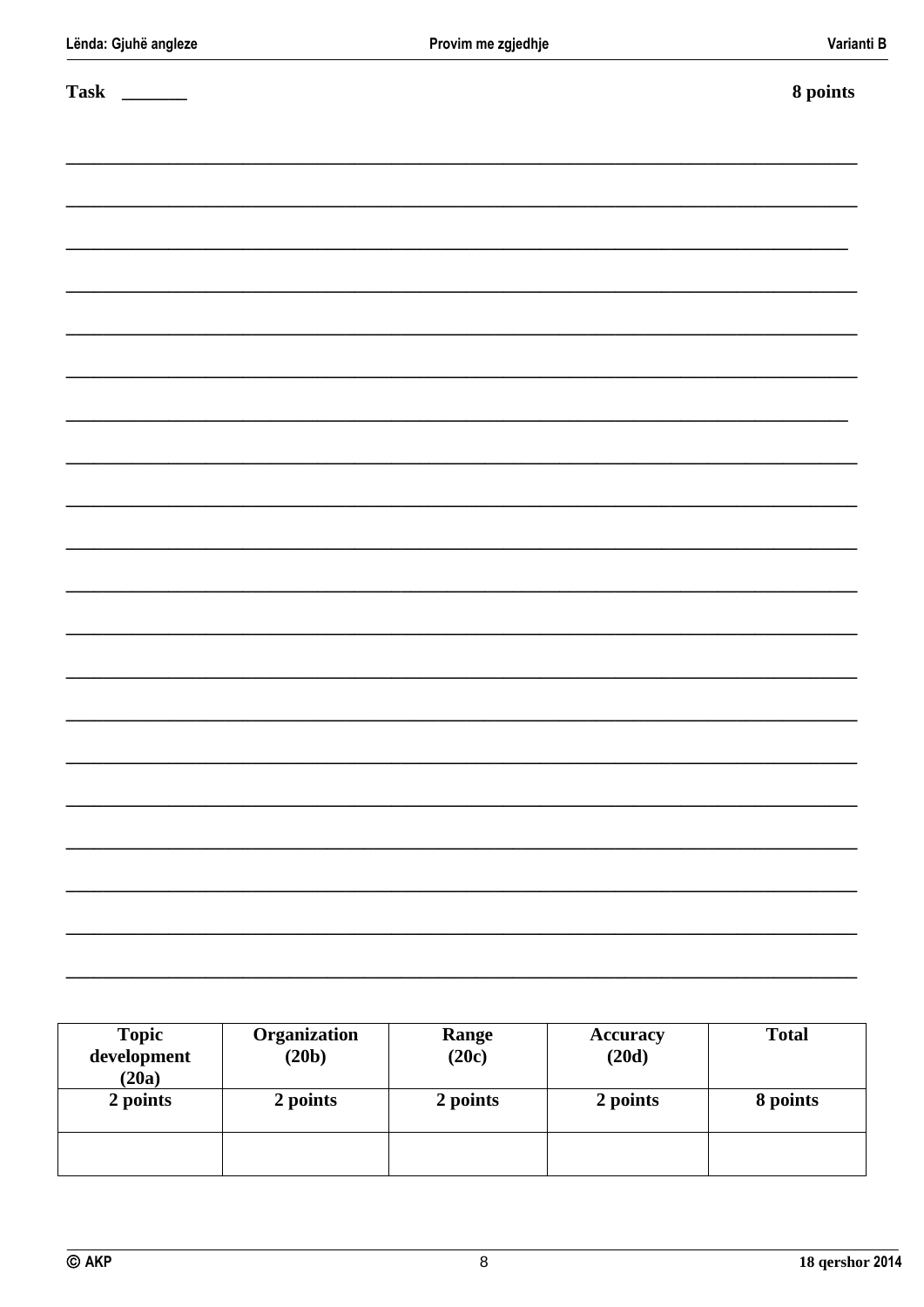**Task _______** **8 points**

_______________________________________________________________________________

_______________________________________________________________________________

_______________________________________________________________________________

_______________________________________________________________________________

_______________________________________________________________________________

_______________________________________________________________________________

_______________________________________________________________________________

_______________________________________________________________________________

_______________________________________________________________________________

_______________________________________________________________________________

_______________________________________________________________________________

_______________________________________________________________________________

_______________________________________________________________________________

_______________________________________________________________________________

_______________________________________________________________________________

_______________________________________________________________________________

_______________________________________________________________________________

_______________________________________________________________________________

_______________________________________________________________________________

_______________________________________________________________________________

| Topic development (20a) | Organization (20b) | Range (20c) | Accuracy (20d) | Total |
|---|---|---|---|---|
| 2 points | 2 points | 2 points | 2 points | 8 points |
| | | | | |